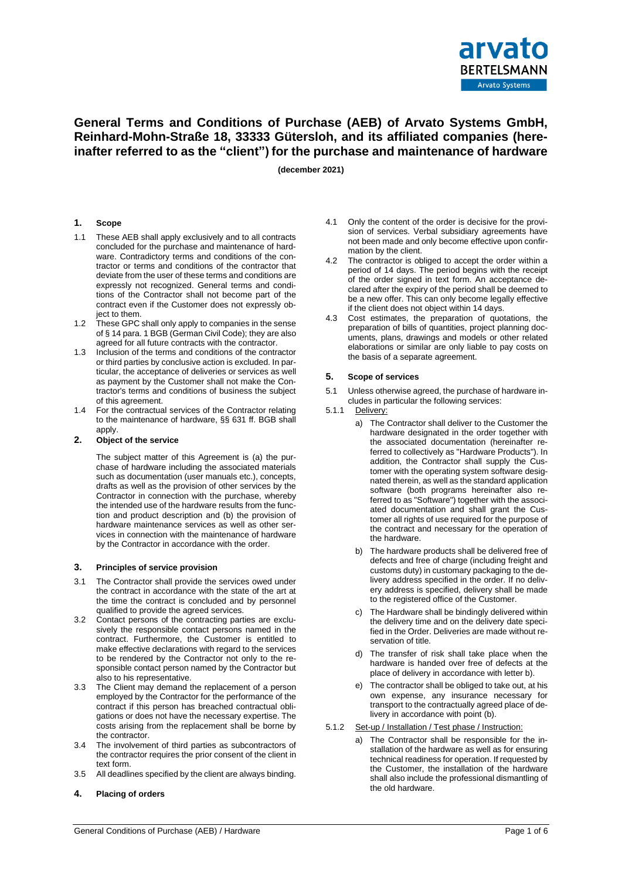# General Terms and Conditions of Purchase (AEB) of Arvato Systems GmbH, Reinhard-Mohn-Straße 18, 33333 Gütersloh, and its affiliated companies (hereinafter referred to as the "client") for the purchase and maintenance of hardware

**(december 2021)**

## 1. Scope

1.1 These AEB shall apply exclusively and to all contracts concluded for the purchase and maintenance of hardware. Contradictory terms and conditions of the contractor or terms and conditions of the contractor that deviate from the user of these terms and conditions are expressly not recognized. General terms and conditions of the Contractor shall not become part of the contract even if the Customer does not expressly object to them.

1.2 These GPC shall only apply to companies in the sense of § 14 para. 1 BGB (German Civil Code); they are also agreed for all future contracts with the contractor.

1.3 Inclusion of the terms and conditions of the contractor or third parties by conclusive action is excluded. In particular, the acceptance of deliveries or services as well as payment by the Customer shall not make the Contractor's terms and conditions of business the subject of this agreement.

1.4 For the contractual services of the Contractor relating to the maintenance of hardware, §§ 631 ff. BGB shall apply.

## 2. Object of the service

The subject matter of this Agreement is (a) the purchase of hardware including the associated materials such as documentation (user manuals etc.), concepts, drafts as well as the provision of other services by the Contractor in connection with the purchase, whereby the intended use of the hardware results from the function and product description and (b) the provision of hardware maintenance services as well as other services in connection with the maintenance of hardware by the Contractor in accordance with the order.

## 3. Principles of service provision

3.1 The Contractor shall provide the services owed under the contract in accordance with the state of the art at the time the contract is concluded and by personnel qualified to provide the agreed services.

3.2 Contact persons of the contracting parties are exclusively the responsible contact persons named in the contract. Furthermore, the Customer is entitled to make effective declarations with regard to the services to be rendered by the Contractor not only to the responsible contact person named by the Contractor but also to his representative.

3.3 The Client may demand the replacement of a person employed by the Contractor for the performance of the contract if this person has breached contractual obligations or does not have the necessary expertise. The costs arising from the replacement shall be borne by the contractor.

3.4 The involvement of third parties as subcontractors of the contractor requires the prior consent of the client in text form.

3.5 All deadlines specified by the client are always binding.

## 4. Placing of orders

4.1 Only the content of the order is decisive for the provision of services. Verbal subsidiary agreements have not been made and only become effective upon confirmation by the client.

4.2 The contractor is obliged to accept the order within a period of 14 days. The period begins with the receipt of the order signed in text form. An acceptance declared after the expiry of the period shall be deemed to be a new offer. This can only become legally effective if the client does not object within 14 days.

4.3 Cost estimates, the preparation of quotations, the preparation of bills of quantities, project planning documents, plans, drawings and models or other related elaborations or similar are only liable to pay costs on the basis of a separate agreement.

## 5. Scope of services

5.1 Unless otherwise agreed, the purchase of hardware includes in particular the following services:

5.1.1 Delivery:

a) The Contractor shall deliver to the Customer the hardware designated in the order together with the associated documentation (hereinafter referred to collectively as "Hardware Products"). In addition, the Contractor shall supply the Customer with the operating system software designated therein, as well as the standard application software (both programs hereinafter also referred to as "Software") together with the associated documentation and shall grant the Customer all rights of use required for the purpose of the contract and necessary for the operation of the hardware.

b) The hardware products shall be delivered free of defects and free of charge (including freight and customs duty) in customary packaging to the delivery address specified in the order. If no delivery address is specified, delivery shall be made to the registered office of the Customer.

c) The Hardware shall be bindingly delivered within the delivery time and on the delivery date specified in the Order. Deliveries are made without reservation of title.

d) The transfer of risk shall take place when the hardware is handed over free of defects at the place of delivery in accordance with letter b).

e) The contractor shall be obliged to take out, at his own expense, any insurance necessary for transport to the contractually agreed place of delivery in accordance with point (b).

5.1.2 Set-up / Installation / Test phase / Instruction:

a) The Contractor shall be responsible for the installation of the hardware as well as for ensuring technical readiness for operation. If requested by the Customer, the installation of the hardware shall also include the professional dismantling of the old hardware.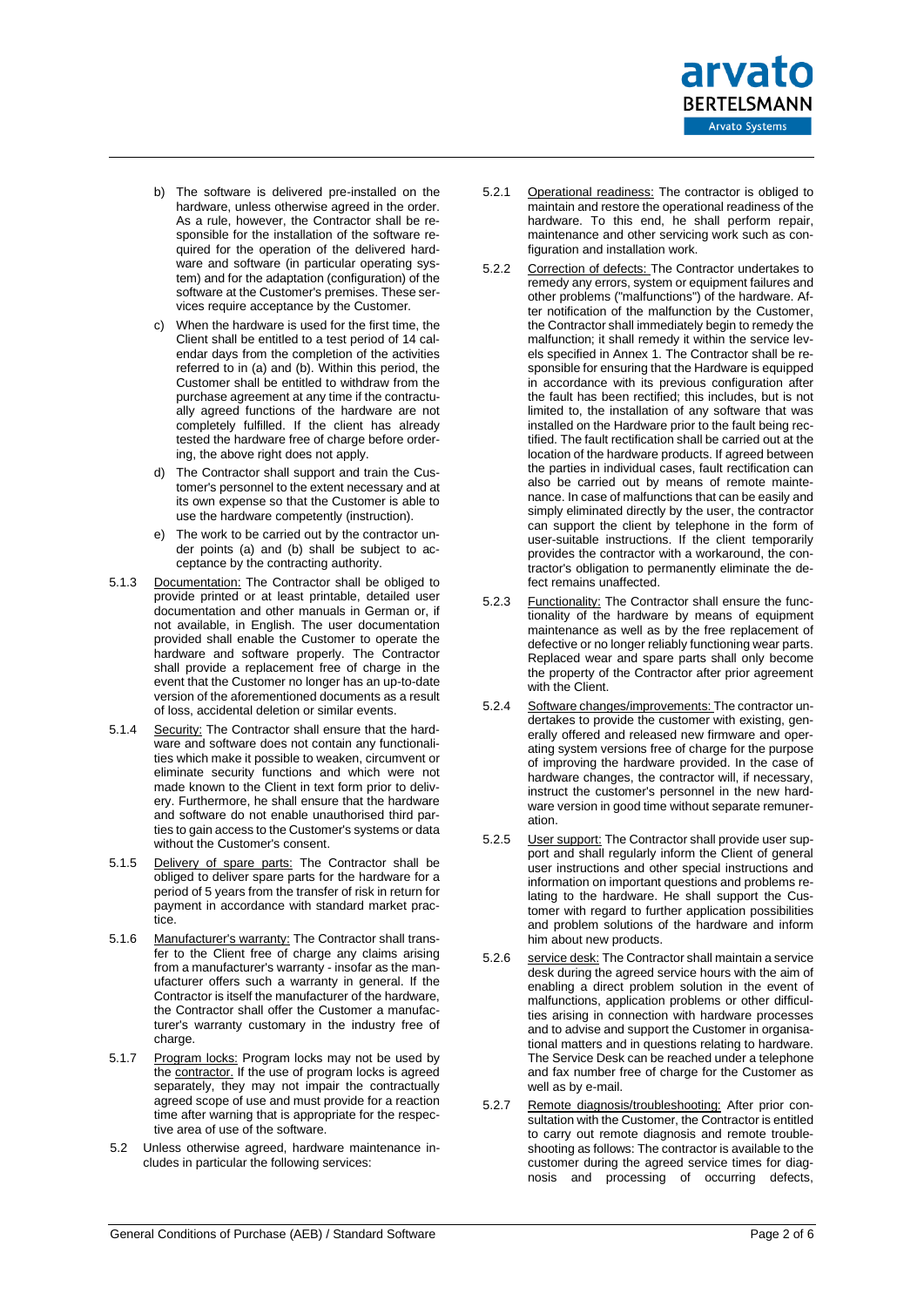b) The software is delivered pre-installed on the hardware, unless otherwise agreed in the order. As a rule, however, the Contractor shall be responsible for the installation of the software required for the operation of the delivered hardware and software (in particular operating system) and for the adaptation (configuration) of the software at the Customer's premises. These services require acceptance by the Customer.

c) When the hardware is used for the first time, the Client shall be entitled to a test period of 14 calendar days from the completion of the activities referred to in (a) and (b). Within this period, the Customer shall be entitled to withdraw from the purchase agreement at any time if the contractually agreed functions of the hardware are not completely fulfilled. If the client has already tested the hardware free of charge before ordering, the above right does not apply.

d) The Contractor shall support and train the Customer's personnel to the extent necessary and at its own expense so that the Customer is able to use the hardware competently (instruction).

e) The work to be carried out by the contractor under points (a) and (b) shall be subject to acceptance by the contracting authority.

5.1.3 Documentation: The Contractor shall be obliged to provide printed or at least printable, detailed user documentation and other manuals in German or, if not available, in English. The user documentation provided shall enable the Customer to operate the hardware and software properly. The Contractor shall provide a replacement free of charge in the event that the Customer no longer has an up-to-date version of the aforementioned documents as a result of loss, accidental deletion or similar events.

5.1.4 Security: The Contractor shall ensure that the hardware and software does not contain any functionalities which make it possible to weaken, circumvent or eliminate security functions and which were not made known to the Client in text form prior to delivery. Furthermore, he shall ensure that the hardware and software do not enable unauthorised third parties to gain access to the Customer's systems or data without the Customer's consent.

5.1.5 Delivery of spare parts: The Contractor shall be obliged to deliver spare parts for the hardware for a period of 5 years from the transfer of risk in return for payment in accordance with standard market practice.

5.1.6 Manufacturer's warranty: The Contractor shall transfer to the Client free of charge any claims arising from a manufacturer's warranty - insofar as the manufacturer offers such a warranty in general. If the Contractor is itself the manufacturer of the hardware, the Contractor shall offer the Customer a manufacturer's warranty customary in the industry free of charge.

5.1.7 Program locks: Program locks may not be used by the contractor. If the use of program locks is agreed separately, they may not impair the contractually agreed scope of use and must provide for a reaction time after warning that is appropriate for the respective area of use of the software.

5.2 Unless otherwise agreed, hardware maintenance includes in particular the following services:

5.2.1 Operational readiness: The contractor is obliged to maintain and restore the operational readiness of the hardware. To this end, he shall perform repair, maintenance and other servicing work such as configuration and installation work.

5.2.2 Correction of defects: The Contractor undertakes to remedy any errors, system or equipment failures and other problems ("malfunctions") of the hardware. After notification of the malfunction by the Customer, the Contractor shall immediately begin to remedy the malfunction; it shall remedy it within the service levels specified in Annex 1. The Contractor shall be responsible for ensuring that the Hardware is equipped in accordance with its previous configuration after the fault has been rectified; this includes, but is not limited to, the installation of any software that was installed on the Hardware prior to the fault being rectified. The fault rectification shall be carried out at the location of the hardware products. If agreed between the parties in individual cases, fault rectification can also be carried out by means of remote maintenance. In case of malfunctions that can be easily and simply eliminated directly by the user, the contractor can support the client by telephone in the form of user-suitable instructions. If the client temporarily provides the contractor with a workaround, the contractor's obligation to permanently eliminate the defect remains unaffected.

5.2.3 Functionality: The Contractor shall ensure the functionality of the hardware by means of equipment maintenance as well as by the free replacement of defective or no longer reliably functioning wear parts. Replaced wear and spare parts shall only become the property of the Contractor after prior agreement with the Client.

5.2.4 Software changes/improvements: The contractor undertakes to provide the customer with existing, generally offered and released new firmware and operating system versions free of charge for the purpose of improving the hardware provided. In the case of hardware changes, the contractor will, if necessary, instruct the customer's personnel in the new hardware version in good time without separate remuneration.

5.2.5 User support: The Contractor shall provide user support and shall regularly inform the Client of general user instructions and other special instructions and information on important questions and problems relating to the hardware. He shall support the Customer with regard to further application possibilities and problem solutions of the hardware and inform him about new products.

5.2.6 service desk: The Contractor shall maintain a service desk during the agreed service hours with the aim of enabling a direct problem solution in the event of malfunctions, application problems or other difficulties arising in connection with hardware processes and to advise and support the Customer in organisational matters and in questions relating to hardware. The Service Desk can be reached under a telephone and fax number free of charge for the Customer as well as by e-mail.

5.2.7 Remote diagnosis/troubleshooting: After prior consultation with the Customer, the Contractor is entitled to carry out remote diagnosis and remote troubleshooting as follows: The contractor is available to the customer during the agreed service times for diagnosis and processing of occurring defects,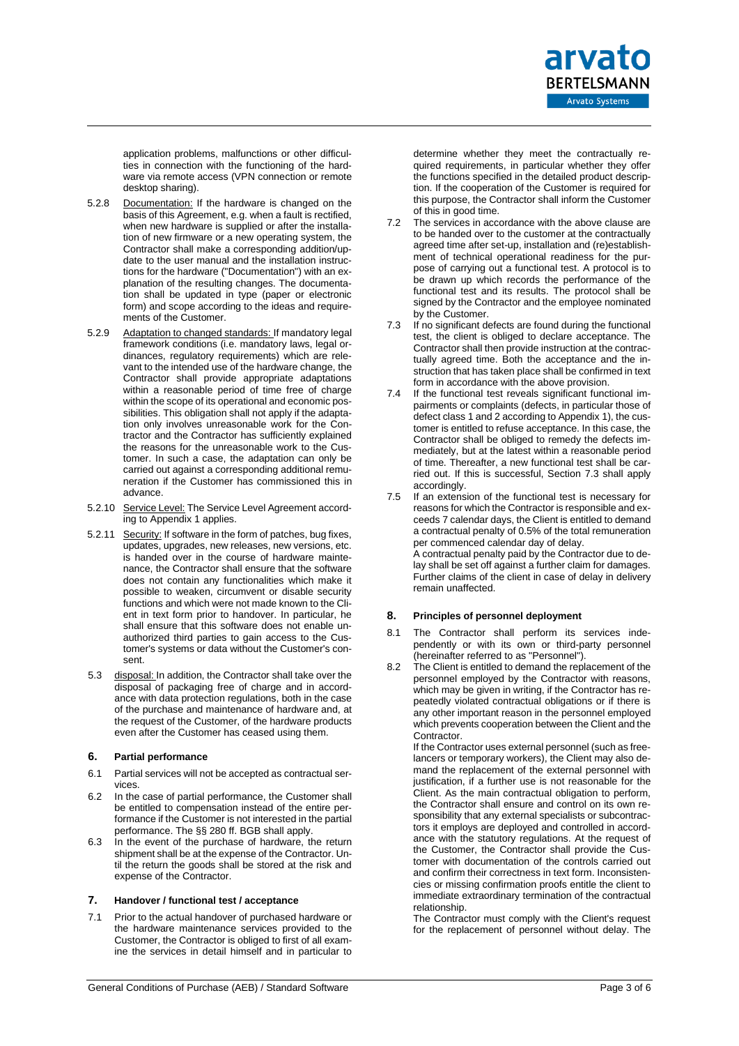application problems, malfunctions or other difficulties in connection with the functioning of the hardware via remote access (VPN connection or remote desktop sharing).

5.2.8 Documentation: If the hardware is changed on the basis of this Agreement, e.g. when a fault is rectified, when new hardware is supplied or after the installation of new firmware or a new operating system, the Contractor shall make a corresponding addition/update to the user manual and the installation instructions for the hardware ("Documentation") with an explanation of the resulting changes. The documentation shall be updated in type (paper or electronic form) and scope according to the ideas and requirements of the Customer.

5.2.9 Adaptation to changed standards: If mandatory legal framework conditions (i.e. mandatory laws, legal ordinances, regulatory requirements) which are relevant to the intended use of the hardware change, the Contractor shall provide appropriate adaptations within a reasonable period of time free of charge within the scope of its operational and economic possibilities. This obligation shall not apply if the adaptation only involves unreasonable work for the Contractor and the Contractor has sufficiently explained the reasons for the unreasonable work to the Customer. In such a case, the adaptation can only be carried out against a corresponding additional remuneration if the Customer has commissioned this in advance.

5.2.10 Service Level: The Service Level Agreement according to Appendix 1 applies.

5.2.11 Security: If software in the form of patches, bug fixes, updates, upgrades, new releases, new versions, etc. is handed over in the course of hardware maintenance, the Contractor shall ensure that the software does not contain any functionalities which make it possible to weaken, circumvent or disable security functions and which were not made known to the Client in text form prior to handover. In particular, he shall ensure that this software does not enable unauthorized third parties to gain access to the Customer's systems or data without the Customer's consent.

5.3 disposal: In addition, the Contractor shall take over the disposal of packaging free of charge and in accordance with data protection regulations, both in the case of the purchase and maintenance of hardware and, at the request of the Customer, of the hardware products even after the Customer has ceased using them.

## 6. Partial performance

6.1 Partial services will not be accepted as contractual services.

6.2 In the case of partial performance, the Customer shall be entitled to compensation instead of the entire performance if the Customer is not interested in the partial performance. The §§ 280 ff. BGB shall apply.

6.3 In the event of the purchase of hardware, the return shipment shall be at the expense of the Contractor. Until the return the goods shall be stored at the risk and expense of the Contractor.

## 7. Handover / functional test / acceptance

7.1 Prior to the actual handover of purchased hardware or the hardware maintenance services provided to the Customer, the Contractor is obliged to first of all examine the services in detail himself and in particular to determine whether they meet the contractually required requirements, in particular whether they offer the functions specified in the detailed product description. If the cooperation of the Customer is required for this purpose, the Contractor shall inform the Customer of this in good time.

7.2 The services in accordance with the above clause are to be handed over to the customer at the contractually agreed time after set-up, installation and (re)establishment of technical operational readiness for the purpose of carrying out a functional test. A protocol is to be drawn up which records the performance of the functional test and its results. The protocol shall be signed by the Contractor and the employee nominated by the Customer.

7.3 If no significant defects are found during the functional test, the client is obliged to declare acceptance. The Contractor shall then provide instruction at the contractually agreed time. Both the acceptance and the instruction that has taken place shall be confirmed in text form in accordance with the above provision.

7.4 If the functional test reveals significant functional impairments or complaints (defects, in particular those of defect class 1 and 2 according to Appendix 1), the customer is entitled to refuse acceptance. In this case, the Contractor shall be obliged to remedy the defects immediately, but at the latest within a reasonable period of time. Thereafter, a new functional test shall be carried out. If this is successful, Section 7.3 shall apply accordingly.

7.5 If an extension of the functional test is necessary for reasons for which the Contractor is responsible and exceeds 7 calendar days, the Client is entitled to demand a contractual penalty of 0.5% of the total remuneration per commenced calendar day of delay.
A contractual penalty paid by the Contractor due to delay shall be set off against a further claim for damages. Further claims of the client in case of delay in delivery remain unaffected.

## 8. Principles of personnel deployment

8.1 The Contractor shall perform its services independently or with its own or third-party personnel (hereinafter referred to as "Personnel").

8.2 The Client is entitled to demand the replacement of the personnel employed by the Contractor with reasons, which may be given in writing, if the Contractor has repeatedly violated contractual obligations or if there is any other important reason in the personnel employed which prevents cooperation between the Client and the Contractor.
If the Contractor uses external personnel (such as freelancers or temporary workers), the Client may also demand the replacement of the external personnel with justification, if a further use is not reasonable for the Client. As the main contractual obligation to perform, the Contractor shall ensure and control on its own responsibility that any external specialists or subcontractors it employs are deployed and controlled in accordance with the statutory regulations. At the request of the Customer, the Contractor shall provide the Customer with documentation of the controls carried out and confirm their correctness in text form. Inconsistencies or missing confirmation proofs entitle the client to immediate extraordinary termination of the contractual relationship.
The Contractor must comply with the Client's request for the replacement of personnel without delay. The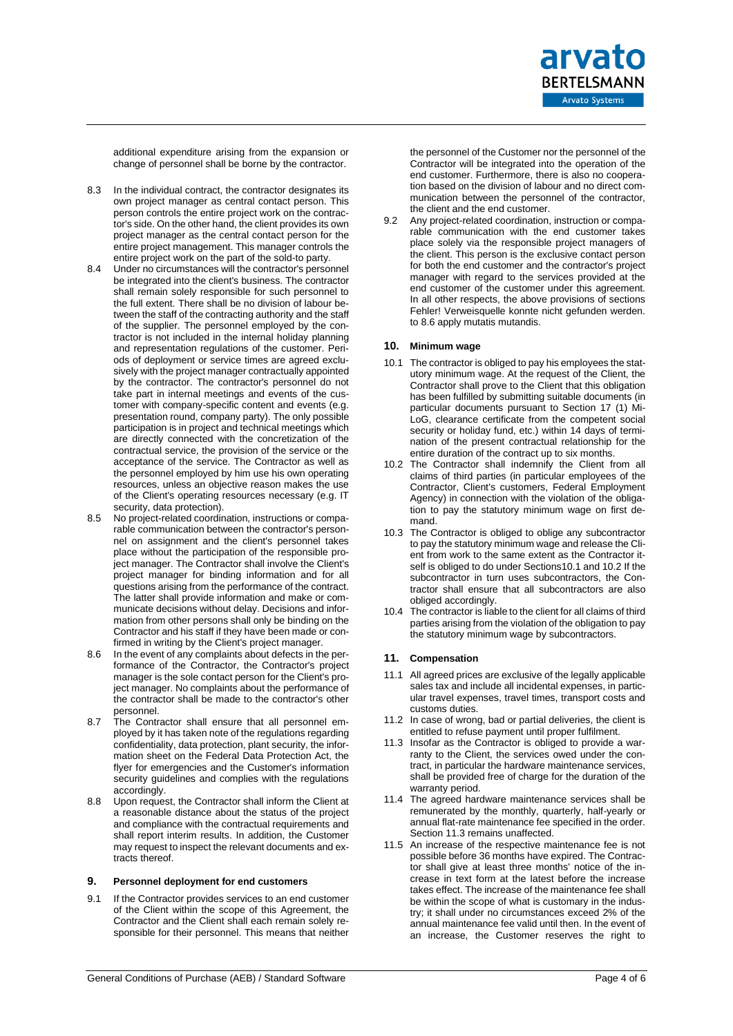additional expenditure arising from the expansion or change of personnel shall be borne by the contractor.

8.3 In the individual contract, the contractor designates its own project manager as central contact person. This person controls the entire project work on the contractor's side. On the other hand, the client provides its own project manager as the central contact person for the entire project management. This manager controls the entire project work on the part of the sold-to party.

8.4 Under no circumstances will the contractor's personnel be integrated into the client's business. The contractor shall remain solely responsible for such personnel to the full extent. There shall be no division of labour between the staff of the contracting authority and the staff of the supplier. The personnel employed by the contractor is not included in the internal holiday planning and representation regulations of the customer. Periods of deployment or service times are agreed exclusively with the project manager contractually appointed by the contractor. The contractor's personnel do not take part in internal meetings and events of the customer with company-specific content and events (e.g. presentation round, company party). The only possible participation is in project and technical meetings which are directly connected with the concretization of the contractual service, the provision of the service or the acceptance of the service. The Contractor as well as the personnel employed by him use his own operating resources, unless an objective reason makes the use of the Client's operating resources necessary (e.g. IT security, data protection).

8.5 No project-related coordination, instructions or comparable communication between the contractor's personnel on assignment and the client's personnel takes place without the participation of the responsible project manager. The Contractor shall involve the Client's project manager for binding information and for all questions arising from the performance of the contract. The latter shall provide information and make or communicate decisions without delay. Decisions and information from other persons shall only be binding on the Contractor and his staff if they have been made or confirmed in writing by the Client's project manager.

8.6 In the event of any complaints about defects in the performance of the Contractor, the Contractor's project manager is the sole contact person for the Client's project manager. No complaints about the performance of the contractor shall be made to the contractor's other personnel.

8.7 The Contractor shall ensure that all personnel employed by it has taken note of the regulations regarding confidentiality, data protection, plant security, the information sheet on the Federal Data Protection Act, the flyer for emergencies and the Customer's information security guidelines and complies with the regulations accordingly.

8.8 Upon request, the Contractor shall inform the Client at a reasonable distance about the status of the project and compliance with the contractual requirements and shall report interim results. In addition, the Customer may request to inspect the relevant documents and extracts thereof.

## 9. Personnel deployment for end customers

9.1 If the Contractor provides services to an end customer of the Client within the scope of this Agreement, the Contractor and the Client shall each remain solely responsible for their personnel. This means that neither the personnel of the Customer nor the personnel of the Contractor will be integrated into the operation of the end customer. Furthermore, there is also no cooperation based on the division of labour and no direct communication between the personnel of the contractor, the client and the end customer.

9.2 Any project-related coordination, instruction or comparable communication with the end customer takes place solely via the responsible project managers of the client. This person is the exclusive contact person for both the end customer and the contractor's project manager with regard to the services provided at the end customer of the customer under this agreement. In all other respects, the above provisions of sections Fehler! Verweisquelle konnte nicht gefunden werden. to 8.6 apply mutatis mutandis.

## 10. Minimum wage

10.1 The contractor is obliged to pay his employees the statutory minimum wage. At the request of the Client, the Contractor shall prove to the Client that this obligation has been fulfilled by submitting suitable documents (in particular documents pursuant to Section 17 (1) MiLoG, clearance certificate from the competent social security or holiday fund, etc.) within 14 days of termination of the present contractual relationship for the entire duration of the contract up to six months.

10.2 The Contractor shall indemnify the Client from all claims of third parties (in particular employees of the Contractor, Client's customers, Federal Employment Agency) in connection with the violation of the obligation to pay the statutory minimum wage on first demand.

10.3 The Contractor is obliged to oblige any subcontractor to pay the statutory minimum wage and release the Client from work to the same extent as the Contractor itself is obliged to do under Sections10.1 and 10.2 If the subcontractor in turn uses subcontractors, the Contractor shall ensure that all subcontractors are also obliged accordingly.

10.4 The contractor is liable to the client for all claims of third parties arising from the violation of the obligation to pay the statutory minimum wage by subcontractors.

## 11. Compensation

11.1 All agreed prices are exclusive of the legally applicable sales tax and include all incidental expenses, in particular travel expenses, travel times, transport costs and customs duties.

11.2 In case of wrong, bad or partial deliveries, the client is entitled to refuse payment until proper fulfilment.

11.3 Insofar as the Contractor is obliged to provide a warranty to the Client, the services owed under the contract, in particular the hardware maintenance services, shall be provided free of charge for the duration of the warranty period.

11.4 The agreed hardware maintenance services shall be remunerated by the monthly, quarterly, half-yearly or annual flat-rate maintenance fee specified in the order. Section 11.3 remains unaffected.

11.5 An increase of the respective maintenance fee is not possible before 36 months have expired. The Contractor shall give at least three months' notice of the increase in text form at the latest before the increase takes effect. The increase of the maintenance fee shall be within the scope of what is customary in the industry; it shall under no circumstances exceed 2% of the annual maintenance fee valid until then. In the event of an increase, the Customer reserves the right to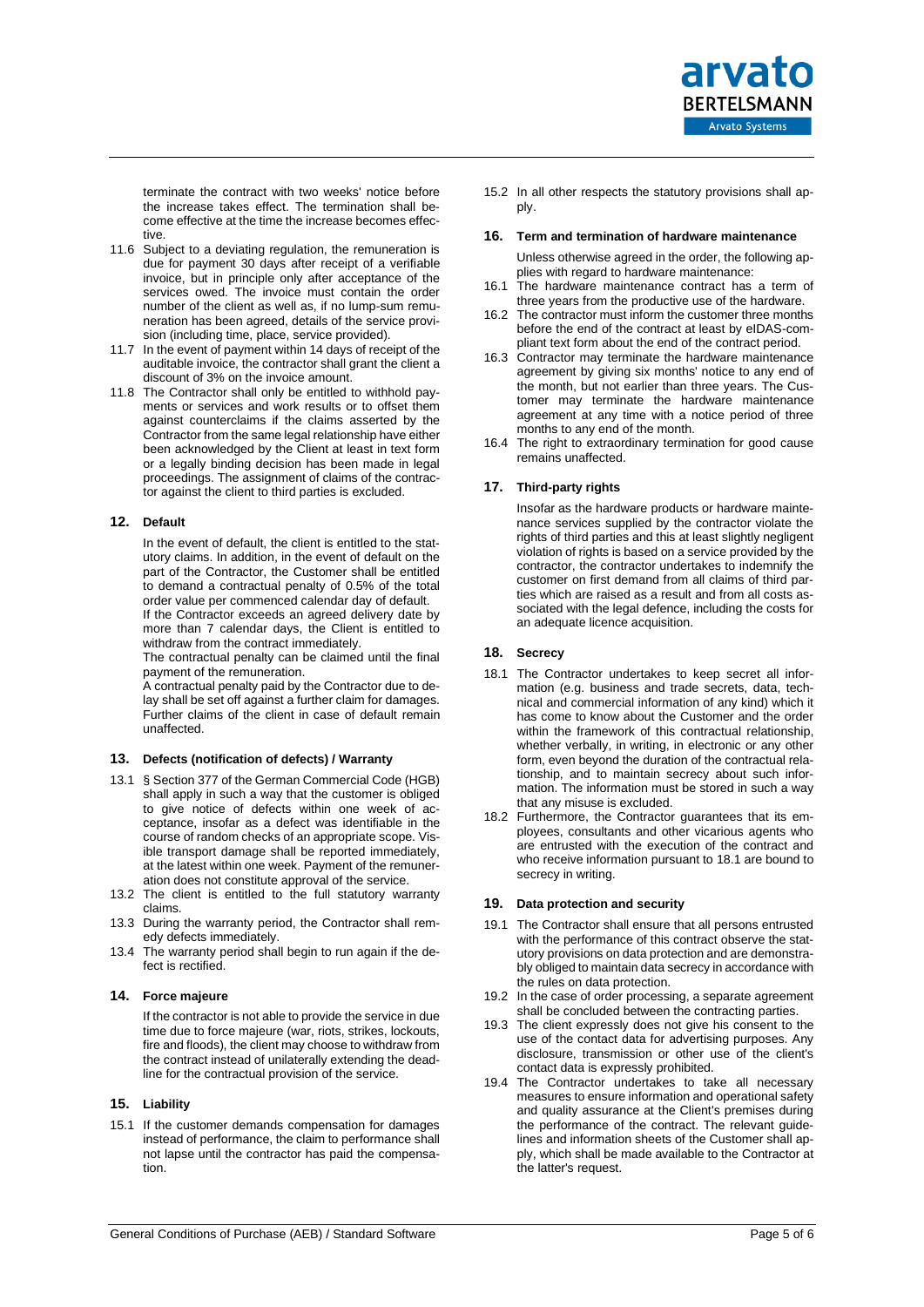terminate the contract with two weeks' notice before the increase takes effect. The termination shall become effective at the time the increase becomes effective.

11.6 Subject to a deviating regulation, the remuneration is due for payment 30 days after receipt of a verifiable invoice, but in principle only after acceptance of the services owed. The invoice must contain the order number of the client as well as, if no lump-sum remuneration has been agreed, details of the service provision (including time, place, service provided).

11.7 In the event of payment within 14 days of receipt of the auditable invoice, the contractor shall grant the client a discount of 3% on the invoice amount.

11.8 The Contractor shall only be entitled to withhold payments or services and work results or to offset them against counterclaims if the claims asserted by the Contractor from the same legal relationship have either been acknowledged by the Client at least in text form or a legally binding decision has been made in legal proceedings. The assignment of claims of the contractor against the client to third parties is excluded.

## 12. Default

In the event of default, the client is entitled to the statutory claims. In addition, in the event of default on the part of the Contractor, the Customer shall be entitled to demand a contractual penalty of 0.5% of the total order value per commenced calendar day of default.

If the Contractor exceeds an agreed delivery date by more than 7 calendar days, the Client is entitled to withdraw from the contract immediately.

The contractual penalty can be claimed until the final payment of the remuneration.

A contractual penalty paid by the Contractor due to delay shall be set off against a further claim for damages. Further claims of the client in case of default remain unaffected.

## 13. Defects (notification of defects) / Warranty

13.1 § Section 377 of the German Commercial Code (HGB) shall apply in such a way that the customer is obliged to give notice of defects within one week of acceptance, insofar as a defect was identifiable in the course of random checks of an appropriate scope. Visible transport damage shall be reported immediately, at the latest within one week. Payment of the remuneration does not constitute approval of the service.

13.2 The client is entitled to the full statutory warranty claims.

13.3 During the warranty period, the Contractor shall remedy defects immediately.

13.4 The warranty period shall begin to run again if the defect is rectified.

## 14. Force majeure

If the contractor is not able to provide the service in due time due to force majeure (war, riots, strikes, lockouts, fire and floods), the client may choose to withdraw from the contract instead of unilaterally extending the deadline for the contractual provision of the service.

## 15. Liability

15.1 If the customer demands compensation for damages instead of performance, the claim to performance shall not lapse until the contractor has paid the compensation.

15.2 In all other respects the statutory provisions shall apply.

## 16. Term and termination of hardware maintenance

Unless otherwise agreed in the order, the following applies with regard to hardware maintenance:

16.1 The hardware maintenance contract has a term of three years from the productive use of the hardware.

16.2 The contractor must inform the customer three months before the end of the contract at least by eIDAS-compliant text form about the end of the contract period.

16.3 Contractor may terminate the hardware maintenance agreement by giving six months' notice to any end of the month, but not earlier than three years. The Customer may terminate the hardware maintenance agreement at any time with a notice period of three months to any end of the month.

16.4 The right to extraordinary termination for good cause remains unaffected.

## 17. Third-party rights

Insofar as the hardware products or hardware maintenance services supplied by the contractor violate the rights of third parties and this at least slightly negligent violation of rights is based on a service provided by the contractor, the contractor undertakes to indemnify the customer on first demand from all claims of third parties which are raised as a result and from all costs associated with the legal defence, including the costs for an adequate licence acquisition.

## 18. Secrecy

18.1 The Contractor undertakes to keep secret all information (e.g. business and trade secrets, data, technical and commercial information of any kind) which it has come to know about the Customer and the order within the framework of this contractual relationship, whether verbally, in writing, in electronic or any other form, even beyond the duration of the contractual relationship, and to maintain secrecy about such information. The information must be stored in such a way that any misuse is excluded.

18.2 Furthermore, the Contractor guarantees that its employees, consultants and other vicarious agents who are entrusted with the execution of the contract and who receive information pursuant to 18.1 are bound to secrecy in writing.

## 19. Data protection and security

19.1 The Contractor shall ensure that all persons entrusted with the performance of this contract observe the statutory provisions on data protection and are demonstrably obliged to maintain data secrecy in accordance with the rules on data protection.

19.2 In the case of order processing, a separate agreement shall be concluded between the contracting parties.

19.3 The client expressly does not give his consent to the use of the contact data for advertising purposes. Any disclosure, transmission or other use of the client's contact data is expressly prohibited.

19.4 The Contractor undertakes to take all necessary measures to ensure information and operational safety and quality assurance at the Client's premises during the performance of the contract. The relevant guidelines and information sheets of the Customer shall apply, which shall be made available to the Contractor at the latter's request.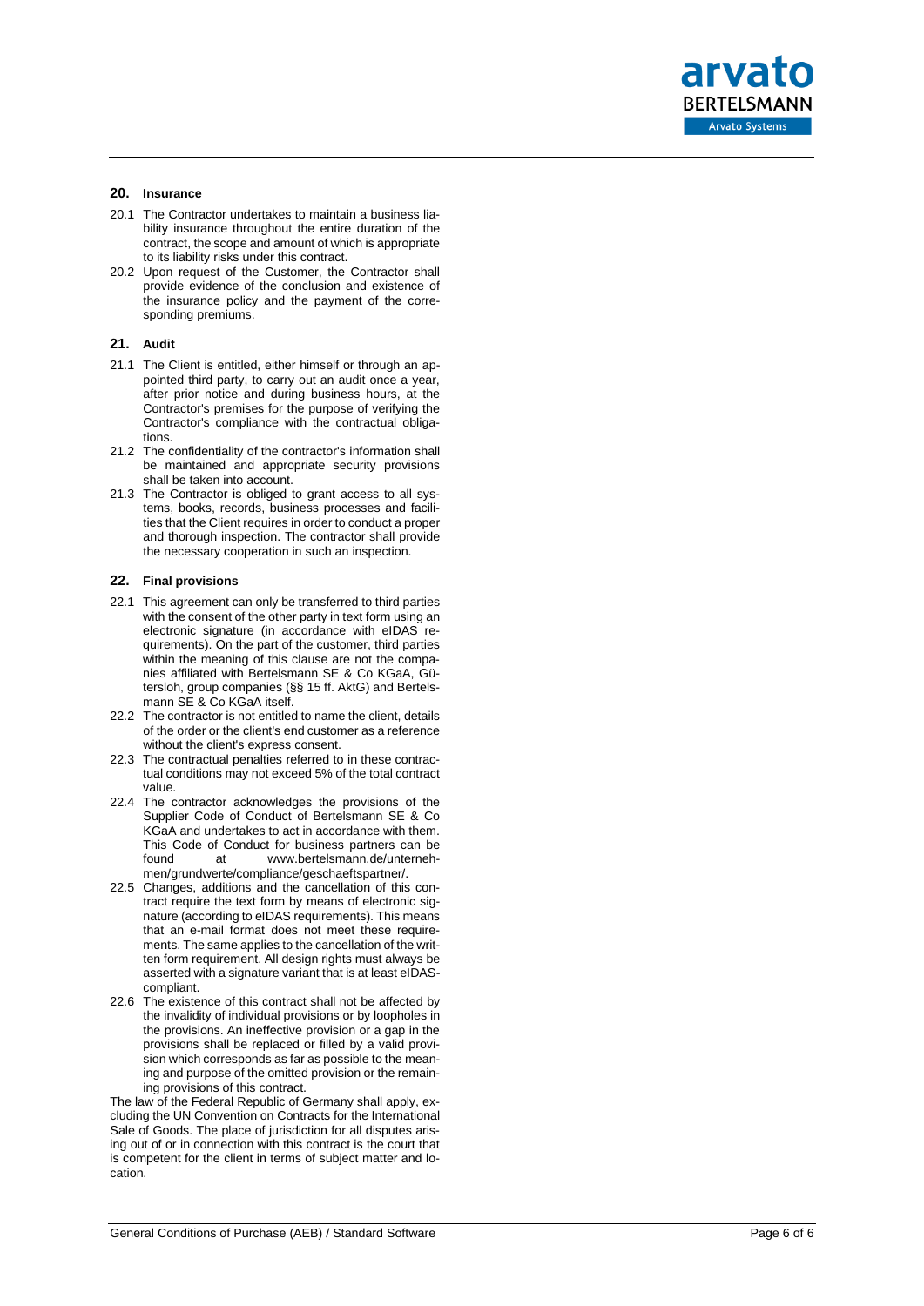## 20. Insurance

20.1 The Contractor undertakes to maintain a business liability insurance throughout the entire duration of the contract, the scope and amount of which is appropriate to its liability risks under this contract.

20.2 Upon request of the Customer, the Contractor shall provide evidence of the conclusion and existence of the insurance policy and the payment of the corresponding premiums.

## 21. Audit

21.1 The Client is entitled, either himself or through an appointed third party, to carry out an audit once a year, after prior notice and during business hours, at the Contractor's premises for the purpose of verifying the Contractor's compliance with the contractual obligations.

21.2 The confidentiality of the contractor's information shall be maintained and appropriate security provisions shall be taken into account.

21.3 The Contractor is obliged to grant access to all systems, books, records, business processes and facilities that the Client requires in order to conduct a proper and thorough inspection. The contractor shall provide the necessary cooperation in such an inspection.

## 22. Final provisions

22.1 This agreement can only be transferred to third parties with the consent of the other party in text form using an electronic signature (in accordance with eIDAS requirements). On the part of the customer, third parties within the meaning of this clause are not the companies affiliated with Bertelsmann SE & Co KGaA, Gütersloh, group companies (§§ 15 ff. AktG) and Bertelsmann SE & Co KGaA itself.

22.2 The contractor is not entitled to name the client, details of the order or the client's end customer as a reference without the client's express consent.

22.3 The contractual penalties referred to in these contractual conditions may not exceed 5% of the total contract value.

22.4 The contractor acknowledges the provisions of the Supplier Code of Conduct of Bertelsmann SE & Co KGaA and undertakes to act in accordance with them. This Code of Conduct for business partners can be found at www.bertelsmann.de/unternehmen/grundwerte/compliance/geschaeftspartner/.

22.5 Changes, additions and the cancellation of this contract require the text form by means of electronic signature (according to eIDAS requirements). This means that an e-mail format does not meet these requirements. The same applies to the cancellation of the written form requirement. All design rights must always be asserted with a signature variant that is at least eIDAS-compliant.

22.6 The existence of this contract shall not be affected by the invalidity of individual provisions or by loopholes in the provisions. An ineffective provision or a gap in the provisions shall be replaced or filled by a valid provision which corresponds as far as possible to the meaning and purpose of the omitted provision or the remaining provisions of this contract.

The law of the Federal Republic of Germany shall apply, excluding the UN Convention on Contracts for the International Sale of Goods. The place of jurisdiction for all disputes arising out of or in connection with this contract is the court that is competent for the client in terms of subject matter and location.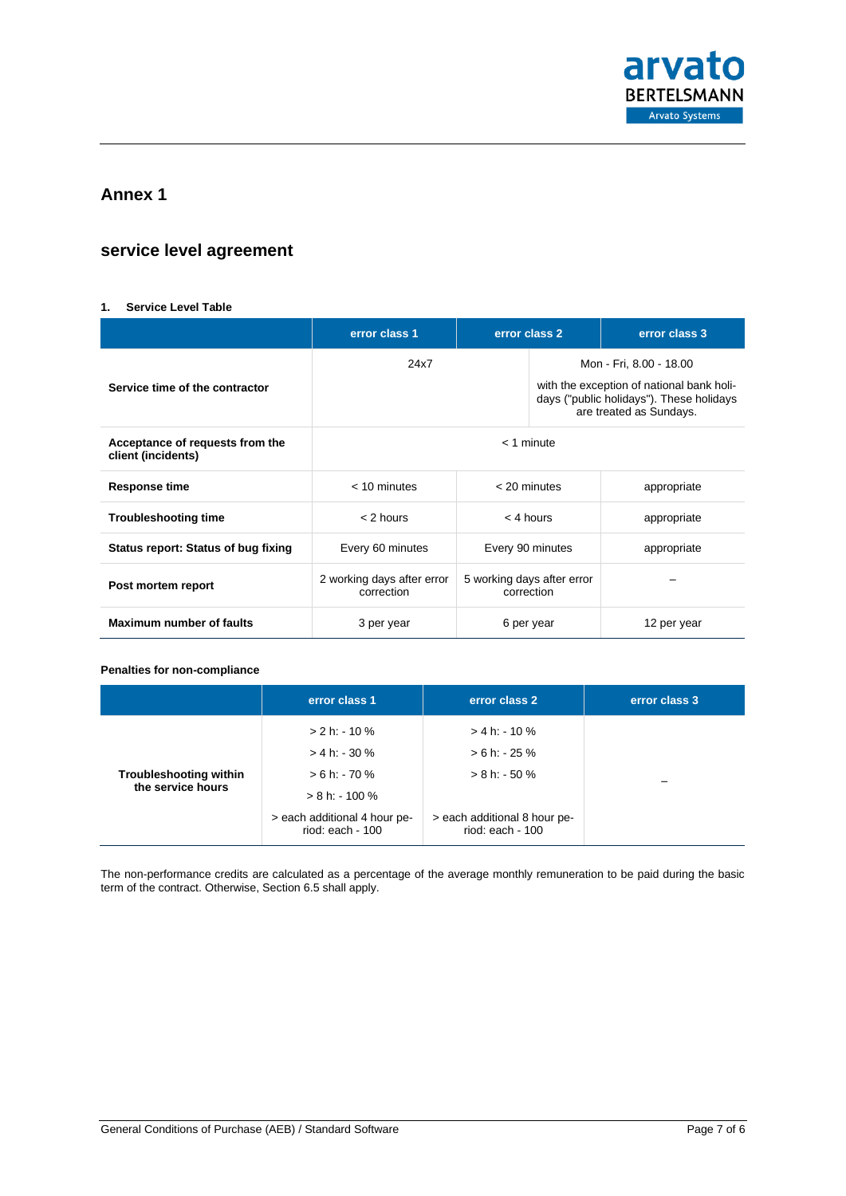## Annex 1

## service level agreement

### 1. Service Level Table

| | error class 1 | error class 2 | error class 3 |
|---|---|---|---|
| **Service time of the contractor** | 24x7 | | Mon - Fri, 8.00 - 18.00<br><br>with the exception of national bank holidays ("public holidays"). These holidays are treated as Sundays. |
| **Acceptance of requests from the client (incidents)** | < 1 minute | | |
| **Response time** | < 10 minutes | < 20 minutes | appropriate |
| **Troubleshooting time** | < 2 hours | < 4 hours | appropriate |
| **Status report: Status of bug fixing** | Every 60 minutes | Every 90 minutes | appropriate |
| **Post mortem report** | 2 working days after error correction | 5 working days after error correction | – |
| **Maximum number of faults** | 3 per year | 6 per year | 12 per year |

**Penalties for non-compliance**

| | error class 1 | error class 2 | error class 3 |
|---|---|---|---|
| **Troubleshooting within the service hours** | > 2 h: - 10 %<br>> 4 h: - 30 %<br>> 6 h: - 70 %<br>> 8 h: - 100 %<br>> each additional 4 hour period: each - 100 | > 4 h: - 10 %<br>> 6 h: - 25 %<br>> 8 h: - 50 %<br>> each additional 8 hour period: each - 100 | – |

The non-performance credits are calculated as a percentage of the average monthly remuneration to be paid during the basic term of the contract. Otherwise, Section 6.5 shall apply.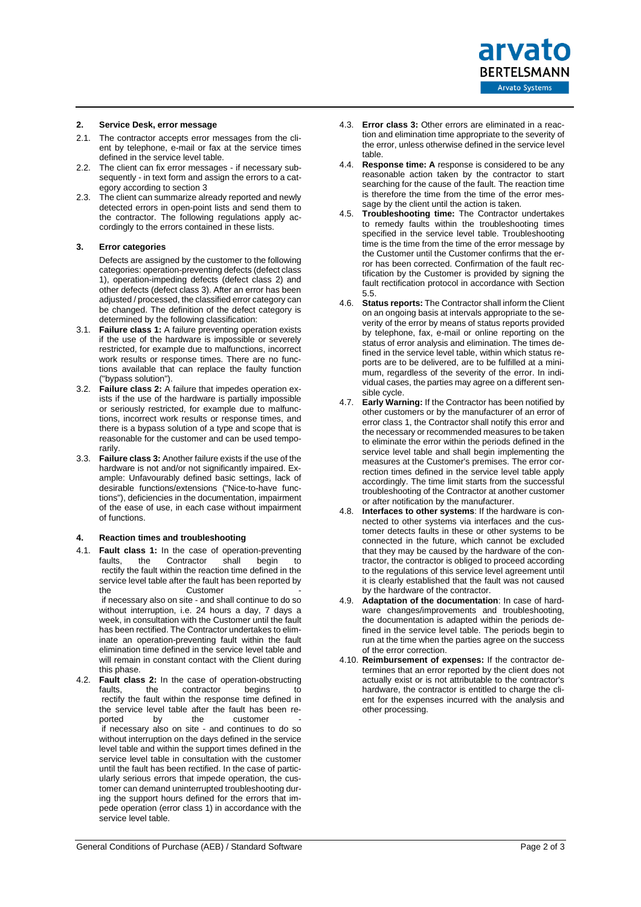## 2. Service Desk, error message

2.1. The contractor accepts error messages from the client by telephone, e-mail or fax at the service times defined in the service level table.

2.2. The client can fix error messages - if necessary subsequently - in text form and assign the errors to a category according to section 3

2.3. The client can summarize already reported and newly detected errors in open-point lists and send them to the contractor. The following regulations apply accordingly to the errors contained in these lists.

## 3. Error categories

Defects are assigned by the customer to the following categories: operation-preventing defects (defect class 1), operation-impeding defects (defect class 2) and other defects (defect class 3). After an error has been adjusted / processed, the classified error category can be changed. The definition of the defect category is determined by the following classification:

3.1. **Failure class 1:** A failure preventing operation exists if the use of the hardware is impossible or severely restricted, for example due to malfunctions, incorrect work results or response times. There are no functions available that can replace the faulty function ("bypass solution").

3.2. **Failure class 2:** A failure that impedes operation exists if the use of the hardware is partially impossible or seriously restricted, for example due to malfunctions, incorrect work results or response times, and there is a bypass solution of a type and scope that is reasonable for the customer and can be used temporarily.

3.3. **Failure class 3:** Another failure exists if the use of the hardware is not and/or not significantly impaired. Example: Unfavourably defined basic settings, lack of desirable functions/extensions ("Nice-to-have functions"), deficiencies in the documentation, impairment of the ease of use, in each case without impairment of functions.

## 4. Reaction times and troubleshooting

4.1. **Fault class 1:** In the case of operation-preventing faults, the Contractor shall begin to rectify the fault within the reaction time defined in the service level table after the fault has been reported by the Customer - if necessary also on site - and shall continue to do so without interruption, i.e. 24 hours a day, 7 days a week, in consultation with the Customer until the fault has been rectified. The Contractor undertakes to eliminate an operation-preventing fault within the fault elimination time defined in the service level table and will remain in constant contact with the Client during this phase.

4.2. **Fault class 2:** In the case of operation-obstructing faults, the contractor begins to rectify the fault within the response time defined in the service level table after the fault has been reported by the customer - if necessary also on site - and continues to do so without interruption on the days defined in the service level table and within the support times defined in the service level table in consultation with the customer until the fault has been rectified. In the case of particularly serious errors that impede operation, the customer can demand uninterrupted troubleshooting during the support hours defined for the errors that impede operation (error class 1) in accordance with the service level table.

4.3. **Error class 3:** Other errors are eliminated in a reaction and elimination time appropriate to the severity of the error, unless otherwise defined in the service level table.

4.4. **Response time: A** response is considered to be any reasonable action taken by the contractor to start searching for the cause of the fault. The reaction time is therefore the time from the time of the error message by the client until the action is taken.

4.5. **Troubleshooting time:** The Contractor undertakes to remedy faults within the troubleshooting times specified in the service level table. Troubleshooting time is the time from the time of the error message by the Customer until the Customer confirms that the error has been corrected. Confirmation of the fault rectification by the Customer is provided by signing the fault rectification protocol in accordance with Section 5.5.

4.6. **Status reports:** The Contractor shall inform the Client on an ongoing basis at intervals appropriate to the severity of the error by means of status reports provided by telephone, fax, e-mail or online reporting on the status of error analysis and elimination. The times defined in the service level table, within which status reports are to be delivered, are to be fulfilled at a minimum, regardless of the severity of the error. In individual cases, the parties may agree on a different sensible cycle.

4.7. **Early Warning:** If the Contractor has been notified by other customers or by the manufacturer of an error of error class 1, the Contractor shall notify this error and the necessary or recommended measures to be taken to eliminate the error within the periods defined in the service level table and shall begin implementing the measures at the Customer's premises. The error correction times defined in the service level table apply accordingly. The time limit starts from the successful troubleshooting of the Contractor at another customer or after notification by the manufacturer.

4.8. **Interfaces to other systems**: If the hardware is connected to other systems via interfaces and the customer detects faults in these or other systems to be connected in the future, which cannot be excluded that they may be caused by the hardware of the contractor, the contractor is obliged to proceed according to the regulations of this service level agreement until it is clearly established that the fault was not caused by the hardware of the contractor.

4.9. **Adaptation of the documentation**: In case of hardware changes/improvements and troubleshooting, the documentation is adapted within the periods defined in the service level table. The periods begin to run at the time when the parties agree on the success of the error correction.

4.10. **Reimbursement of expenses:** If the contractor determines that an error reported by the client does not actually exist or is not attributable to the contractor's hardware, the contractor is entitled to charge the client for the expenses incurred with the analysis and other processing.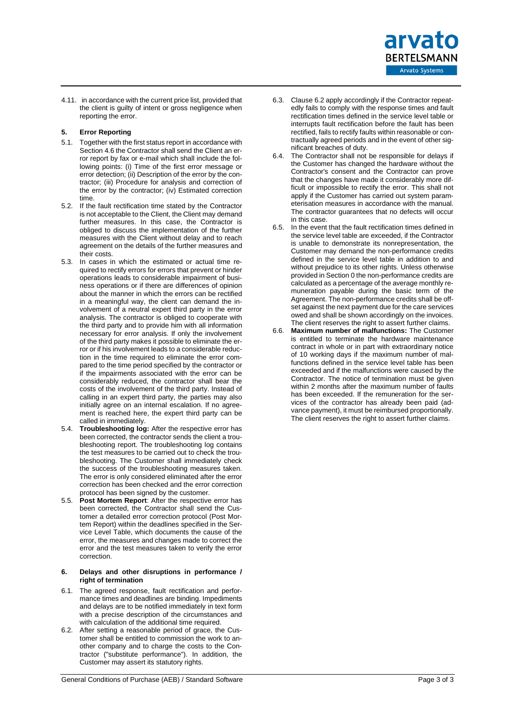4.11. in accordance with the current price list, provided that the client is guilty of intent or gross negligence when reporting the error.

## 5. Error Reporting

5.1. Together with the first status report in accordance with Section 4.6 the Contractor shall send the Client an error report by fax or e-mail which shall include the following points: (i) Time of the first error message or error detection; (ii) Description of the error by the contractor; (iii) Procedure for analysis and correction of the error by the contractor; (iv) Estimated correction time.

5.2. If the fault rectification time stated by the Contractor is not acceptable to the Client, the Client may demand further measures. In this case, the Contractor is obliged to discuss the implementation of the further measures with the Client without delay and to reach agreement on the details of the further measures and their costs.

5.3. In cases in which the estimated or actual time required to rectify errors for errors that prevent or hinder operations leads to considerable impairment of business operations or if there are differences of opinion about the manner in which the errors can be rectified in a meaningful way, the client can demand the involvement of a neutral expert third party in the error analysis. The contractor is obliged to cooperate with the third party and to provide him with all information necessary for error analysis. If only the involvement of the third party makes it possible to eliminate the error or if his involvement leads to a considerable reduction in the time required to eliminate the error compared to the time period specified by the contractor or if the impairments associated with the error can be considerably reduced, the contractor shall bear the costs of the involvement of the third party. Instead of calling in an expert third party, the parties may also initially agree on an internal escalation. If no agreement is reached here, the expert third party can be called in immediately.

5.4. **Troubleshooting log:** After the respective error has been corrected, the contractor sends the client a troubleshooting report. The troubleshooting log contains the test measures to be carried out to check the troubleshooting. The Customer shall immediately check the success of the troubleshooting measures taken. The error is only considered eliminated after the error correction has been checked and the error correction protocol has been signed by the customer.

5.5. **Post Mortem Report**: After the respective error has been corrected, the Contractor shall send the Customer a detailed error correction protocol (Post Mortem Report) within the deadlines specified in the Service Level Table, which documents the cause of the error, the measures and changes made to correct the error and the test measures taken to verify the error correction.

## 6. Delays and other disruptions in performance / right of termination

6.1. The agreed response, fault rectification and performance times and deadlines are binding. Impediments and delays are to be notified immediately in text form with a precise description of the circumstances and with calculation of the additional time required.

6.2. After setting a reasonable period of grace, the Customer shall be entitled to commission the work to another company and to charge the costs to the Contractor ("substitute performance"). In addition, the Customer may assert its statutory rights.

6.3. Clause 6.2 apply accordingly if the Contractor repeatedly fails to comply with the response times and fault rectification times defined in the service level table or interrupts fault rectification before the fault has been rectified, fails to rectify faults within reasonable or contractually agreed periods and in the event of other significant breaches of duty.

6.4. The Contractor shall not be responsible for delays if the Customer has changed the hardware without the Contractor's consent and the Contractor can prove that the changes have made it considerably more difficult or impossible to rectify the error. This shall not apply if the Customer has carried out system parameterisation measures in accordance with the manual. The contractor guarantees that no defects will occur in this case.

6.5. In the event that the fault rectification times defined in the service level table are exceeded, if the Contractor is unable to demonstrate its nonrepresentation, the Customer may demand the non-performance credits defined in the service level table in addition to and without prejudice to its other rights. Unless otherwise provided in Section 0 the non-performance credits are calculated as a percentage of the average monthly remuneration payable during the basic term of the Agreement. The non-performance credits shall be offset against the next payment due for the care services owed and shall be shown accordingly on the invoices. The client reserves the right to assert further claims.

6.6. **Maximum number of malfunctions:** The Customer is entitled to terminate the hardware maintenance contract in whole or in part with extraordinary notice of 10 working days if the maximum number of malfunctions defined in the service level table has been exceeded and if the malfunctions were caused by the Contractor. The notice of termination must be given within 2 months after the maximum number of faults has been exceeded. If the remuneration for the services of the contractor has already been paid (advance payment), it must be reimbursed proportionally. The client reserves the right to assert further claims.